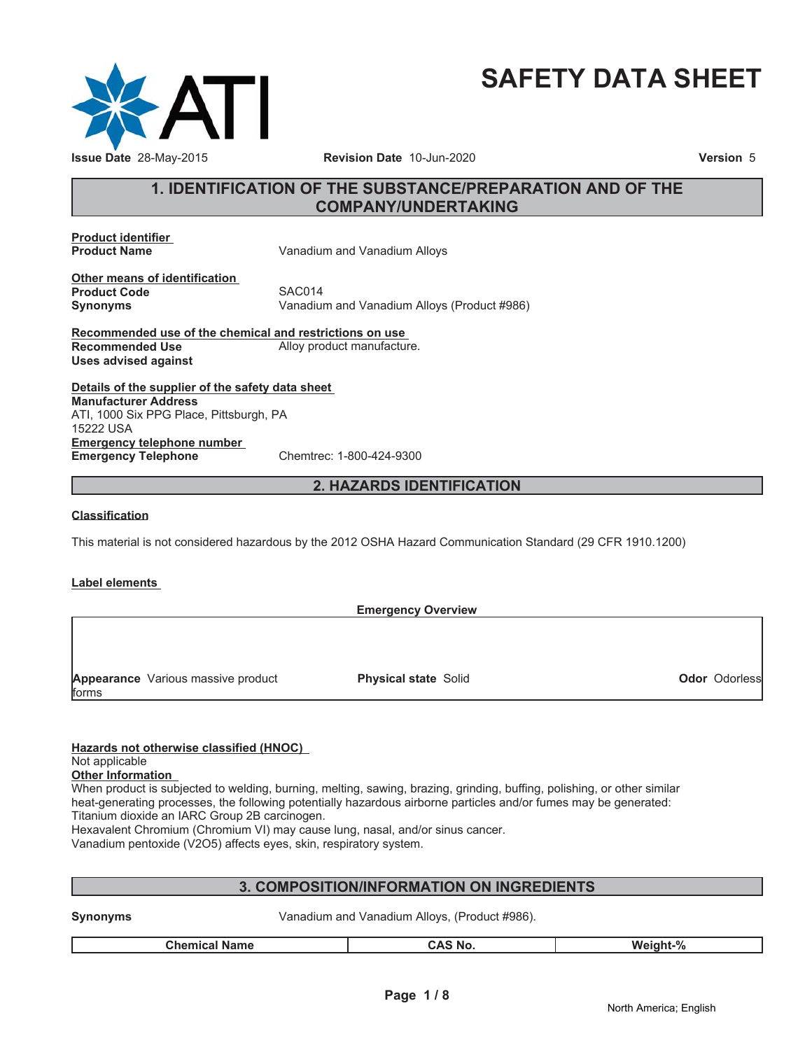ATI

# SAFETY DATA SHEET

**Issue Date** 28-May-2015 **Revision Date** 10-Jun-2020 **Version** 5

## 1. IDENTIFICATION OF THE SUBSTANCE/PREPARATION AND OF THE COMPANY/UNDERTAKING

**Product identifier**

**Product Name** Vanadium and Vanadium Alloys

**Other means of identification**

**Product Code** SAC014

**Synonyms** Vanadium and Vanadium Alloys (Product #986)

**Recommended use of the chemical and restrictions on use**

**Recommended Use** Alloy product manufacture.

**Uses advised against**

**Details of the supplier of the safety data sheet**

**Manufacturer Address**
ATI, 1000 Six PPG Place, Pittsburgh, PA
15222 USA

**Emergency telephone number**

**Emergency Telephone** Chemtrec: 1-800-424-9300

## 2. HAZARDS IDENTIFICATION

**Classification**

This material is not considered hazardous by the 2012 OSHA Hazard Communication Standard (29 CFR 1910.1200)

**Label elements**

**Emergency Overview**

**Appearance** Various massive product forms **Physical state** Solid **Odor** Odorless

**Hazards not otherwise classified (HNOC)**

Not applicable

**Other Information**

When product is subjected to welding, burning, melting, sawing, brazing, grinding, buffing, polishing, or other similar heat-generating processes, the following potentially hazardous airborne particles and/or fumes may be generated:
Titanium dioxide an IARC Group 2B carcinogen.
Hexavalent Chromium (Chromium VI) may cause lung, nasal, and/or sinus cancer.
Vanadium pentoxide ($V_2O_5$) affects eyes, skin, respiratory system.

## 3. COMPOSITION/INFORMATION ON INGREDIENTS

**Synonyms** Vanadium and Vanadium Alloys, (Product #986).

| Chemical Name | CAS No. | Weight-% |
|---|---|---|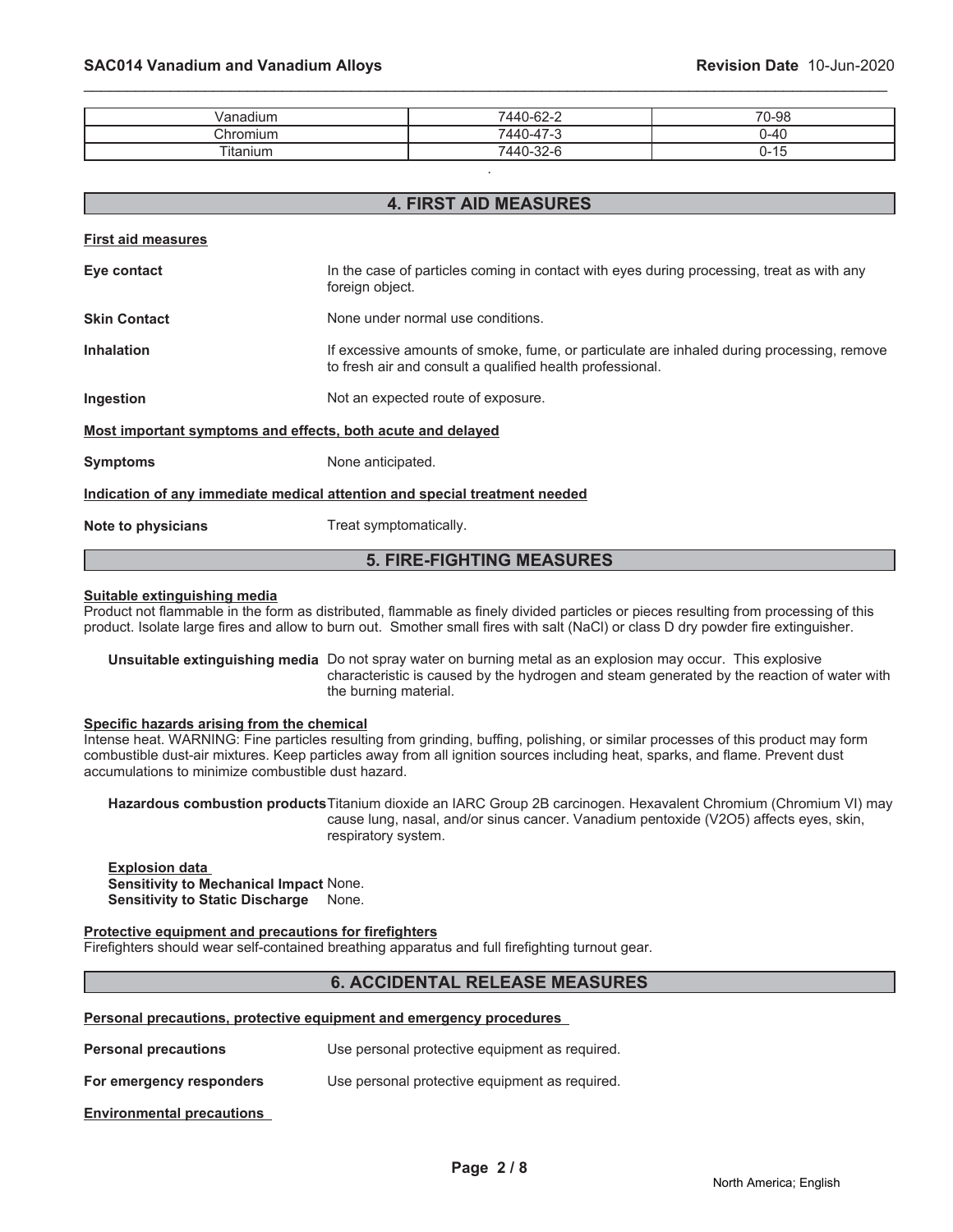| Vanadium | 7440-62-2 | 70-98 |
|---|---|---|
| Chromium | 7440-47-3 | 0-40 |
| Titanium | 7440-32-6 | 0-15 |

.

## 4. FIRST AID MEASURES

**First aid measures**

**Eye contact** In the case of particles coming in contact with eyes during processing, treat as with any foreign object.

**Skin Contact** None under normal use conditions.

**Inhalation** If excessive amounts of smoke, fume, or particulate are inhaled during processing, remove to fresh air and consult a qualified health professional.

**Ingestion** Not an expected route of exposure.

**Most important symptoms and effects, both acute and delayed**

**Symptoms** None anticipated.

**Indication of any immediate medical attention and special treatment needed**

**Note to physicians** Treat symptomatically.

## 5. FIRE-FIGHTING MEASURES

**Suitable extinguishing media**

Product not flammable in the form as distributed, flammable as finely divided particles or pieces resulting from processing of this product. Isolate large fires and allow to burn out. Smother small fires with salt (NaCl) or class D dry powder fire extinguisher.

**Unsuitable extinguishing media** Do not spray water on burning metal as an explosion may occur. This explosive characteristic is caused by the hydrogen and steam generated by the reaction of water with the burning material.

**Specific hazards arising from the chemical**

Intense heat. WARNING: Fine particles resulting from grinding, buffing, polishing, or similar processes of this product may form combustible dust-air mixtures. Keep particles away from all ignition sources including heat, sparks, and flame. Prevent dust accumulations to minimize combustible dust hazard.

**Hazardous combustion products** Titanium dioxide an IARC Group 2B carcinogen. Hexavalent Chromium (Chromium VI) may cause lung, nasal, and/or sinus cancer. Vanadium pentoxide ($V_2O_5$) affects eyes, skin, respiratory system.

**Explosion data**
**Sensitivity to Mechanical Impact** None.
**Sensitivity to Static Discharge** None.

**Protective equipment and precautions for firefighters**

Firefighters should wear self-contained breathing apparatus and full firefighting turnout gear.

## 6. ACCIDENTAL RELEASE MEASURES

**Personal precautions, protective equipment and emergency procedures**

**Personal precautions** Use personal protective equipment as required.

**For emergency responders** Use personal protective equipment as required.

**Environmental precautions**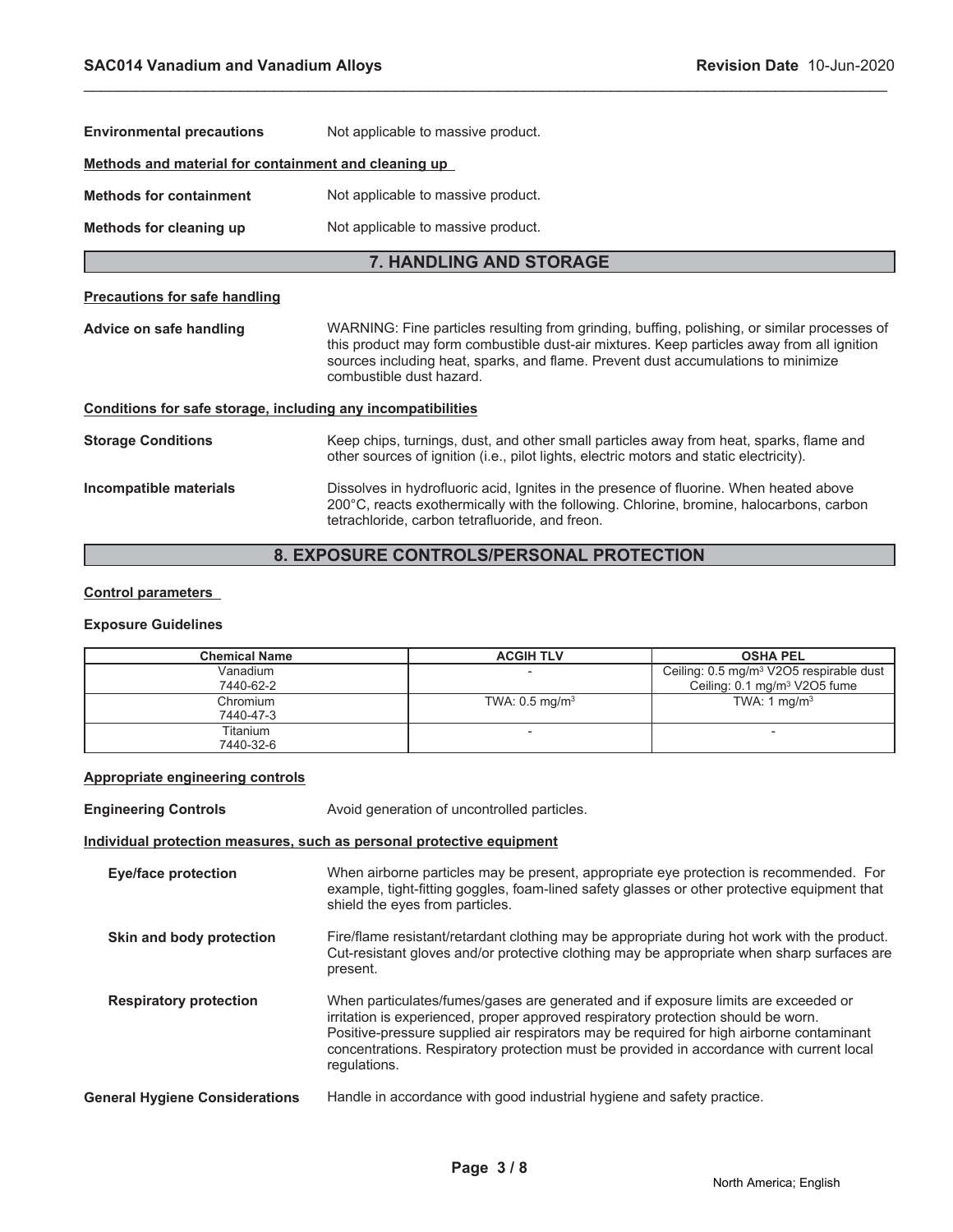**Environmental precautions** Not applicable to massive product.

**Methods and material for containment and cleaning up**

**Methods for containment** Not applicable to massive product.

**Methods for cleaning up** Not applicable to massive product.

## 7. HANDLING AND STORAGE

**Precautions for safe handling**

**Advice on safe handling** WARNING: Fine particles resulting from grinding, buffing, polishing, or similar processes of this product may form combustible dust-air mixtures. Keep particles away from all ignition sources including heat, sparks, and flame. Prevent dust accumulations to minimize combustible dust hazard.

**Conditions for safe storage, including any incompatibilities**

**Storage Conditions** Keep chips, turnings, dust, and other small particles away from heat, sparks, flame and other sources of ignition (i.e., pilot lights, electric motors and static electricity).

**Incompatible materials** Dissolves in hydrofluoric acid, Ignites in the presence of fluorine. When heated above 200°C, reacts exothermically with the following. Chlorine, bromine, halocarbons, carbon tetrachloride, carbon tetrafluoride, and freon.

## 8. EXPOSURE CONTROLS/PERSONAL PROTECTION

**Control parameters**

**Exposure Guidelines**

| Chemical Name | ACGIH TLV | OSHA PEL |
|---|---|---|
| Vanadium<br>7440-62-2 | - | Ceiling: 0.5 mg/m³ V2O5 respirable dust<br>Ceiling: 0.1 mg/m³ V2O5 fume |
| Chromium<br>7440-47-3 | TWA: 0.5 mg/m³ | TWA: 1 mg/m³ |
| Titanium<br>7440-32-6 | - | - |

**Appropriate engineering controls**

**Engineering Controls** Avoid generation of uncontrolled particles.

**Individual protection measures, such as personal protective equipment**

**Eye/face protection** When airborne particles may be present, appropriate eye protection is recommended. For example, tight-fitting goggles, foam-lined safety glasses or other protective equipment that shield the eyes from particles.

**Skin and body protection** Fire/flame resistant/retardant clothing may be appropriate during hot work with the product. Cut-resistant gloves and/or protective clothing may be appropriate when sharp surfaces are present.

**Respiratory protection** When particulates/fumes/gases are generated and if exposure limits are exceeded or irritation is experienced, proper approved respiratory protection should be worn. Positive-pressure supplied air respirators may be required for high airborne contaminant concentrations. Respiratory protection must be provided in accordance with current local regulations.

**General Hygiene Considerations** Handle in accordance with good industrial hygiene and safety practice.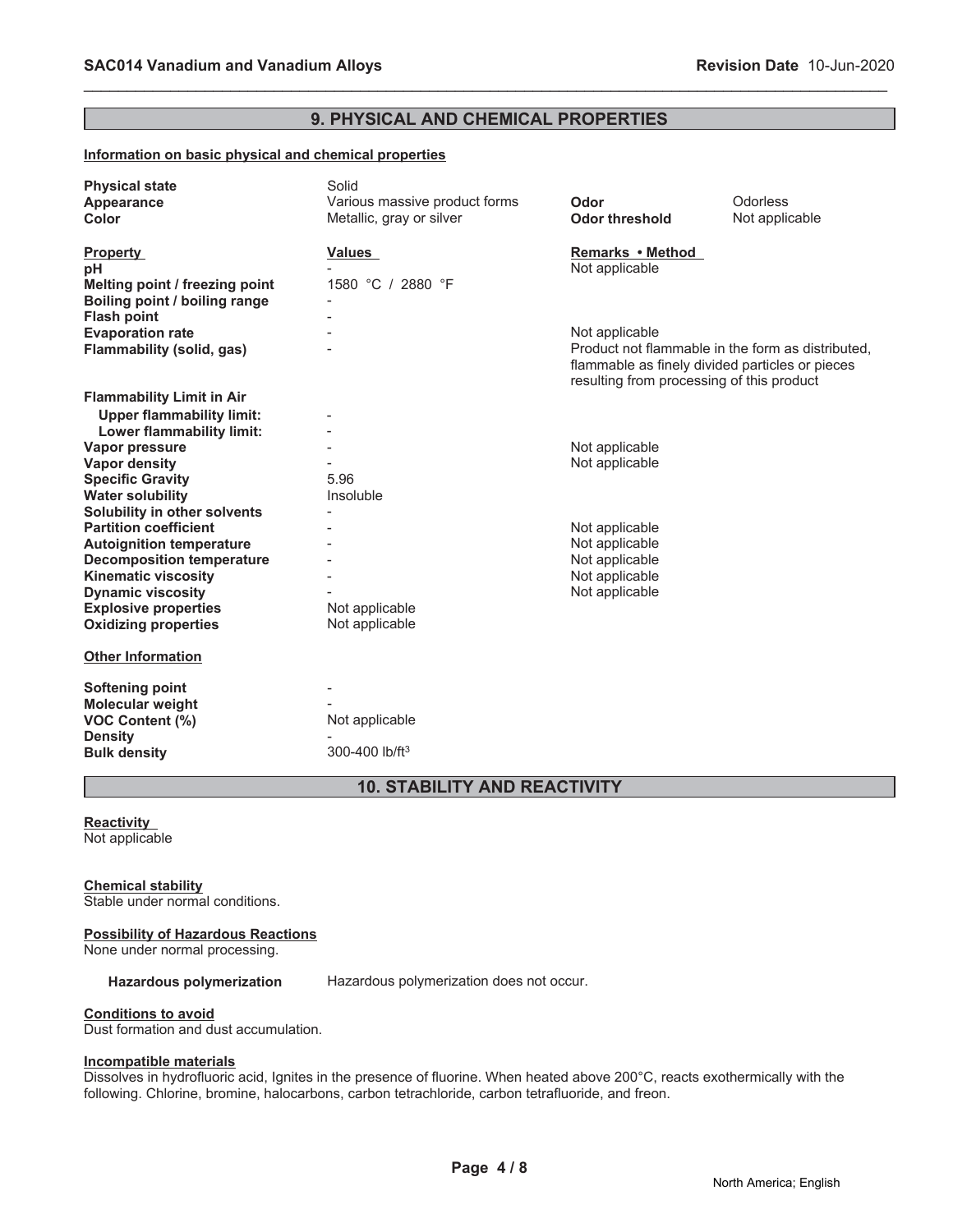## 9. PHYSICAL AND CHEMICAL PROPERTIES

**Information on basic physical and chemical properties**

| | | | |
|---|---|---|---|
| **Physical state** | Solid | | |
| **Appearance** | Various massive product forms | **Odor** | Odorless |
| **Color** | Metallic, gray or silver | **Odor threshold** | Not applicable |

| **Property** | **Values** | **Remarks • Method** |
|---|---|---|
| **pH** | - | Not applicable |
| **Melting point / freezing point** | 1580 °C / 2880 °F | |
| **Boiling point / boiling range** | - | |
| **Flash point** | - | |
| **Evaporation rate** | - | Not applicable |
| **Flammability (solid, gas)** | - | Product not flammable in the form as distributed, flammable as finely divided particles or pieces resulting from processing of this product |
| **Flammability Limit in Air** | | |
| **Upper flammability limit:** | - | |
| **Lower flammability limit:** | - | |
| **Vapor pressure** | - | Not applicable |
| **Vapor density** | - | Not applicable |
| **Specific Gravity** | 5.96 | |
| **Water solubility** | Insoluble | |
| **Solubility in other solvents** | - | |
| **Partition coefficient** | - | Not applicable |
| **Autoignition temperature** | - | Not applicable |
| **Decomposition temperature** | - | Not applicable |
| **Kinematic viscosity** | - | Not applicable |
| **Dynamic viscosity** | - | Not applicable |
| **Explosive properties** | Not applicable | |
| **Oxidizing properties** | Not applicable | |

**Other Information**

| | |
|---|---|
| **Softening point** | - |
| **Molecular weight** | - |
| **VOC Content (%)** | Not applicable |
| **Density** | - |
| **Bulk density** | 300-400 lb/ft$^3$ |

## 10. STABILITY AND REACTIVITY

**Reactivity**

Not applicable

**Chemical stability**

Stable under normal conditions.

**Possibility of Hazardous Reactions**

None under normal processing.

**Hazardous polymerization** Hazardous polymerization does not occur.

**Conditions to avoid**

Dust formation and dust accumulation.

**Incompatible materials**

Dissolves in hydrofluoric acid, Ignites in the presence of fluorine. When heated above 200°C, reacts exothermically with the following. Chlorine, bromine, halocarbons, carbon tetrachloride, carbon tetrafluoride, and freon.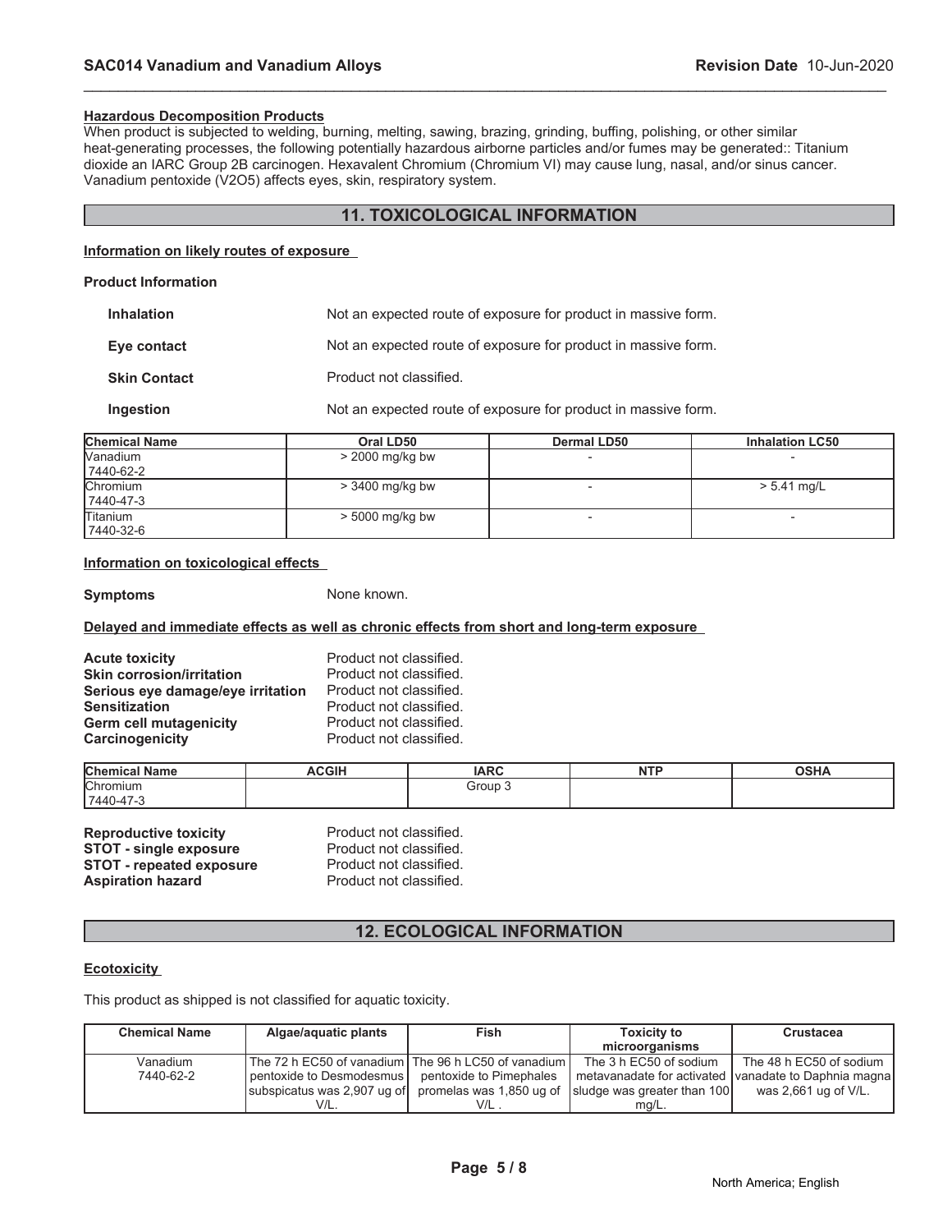**Hazardous Decomposition Products**

When product is subjected to welding, burning, melting, sawing, brazing, grinding, buffing, polishing, or other similar heat-generating processes, the following potentially hazardous airborne particles and/or fumes may be generated:: Titanium dioxide an IARC Group 2B carcinogen. Hexavalent Chromium (Chromium VI) may cause lung, nasal, and/or sinus cancer. Vanadium pentoxide (V2O5) affects eyes, skin, respiratory system.

## 11. TOXICOLOGICAL INFORMATION

**Information on likely routes of exposure**

**Product Information**

**Inhalation** Not an expected route of exposure for product in massive form.

**Eye contact** Not an expected route of exposure for product in massive form.

**Skin Contact** Product not classified.

**Ingestion** Not an expected route of exposure for product in massive form.

| Chemical Name | Oral LD50 | Dermal LD50 | Inhalation LC50 |
|---|---|---|---|
| Vanadium 7440-62-2 | > 2000 mg/kg bw | - | - |
| Chromium 7440-47-3 | > 3400 mg/kg bw | - | > 5.41 mg/L |
| Titanium 7440-32-6 | > 5000 mg/kg bw | - | - |

**Information on toxicological effects**

**Symptoms** None known.

**Delayed and immediate effects as well as chronic effects from short and long-term exposure**

**Acute toxicity** Product not classified.
**Skin corrosion/irritation** Product not classified.
**Serious eye damage/eye irritation** Product not classified.
**Sensitization** Product not classified.
**Germ cell mutagenicity** Product not classified.
**Carcinogenicity** Product not classified.

| Chemical Name | ACGIH | IARC | NTP | OSHA |
|---|---|---|---|---|
| Chromium 7440-47-3 | | Group 3 | | |

**Reproductive toxicity** Product not classified.
**STOT - single exposure** Product not classified.
**STOT - repeated exposure** Product not classified.
**Aspiration hazard** Product not classified.

## 12. ECOLOGICAL INFORMATION

**Ecotoxicity**

This product as shipped is not classified for aquatic toxicity.

| Chemical Name | Algae/aquatic plants | Fish | Toxicity to microorganisms | Crustacea |
|---|---|---|---|---|
| Vanadium 7440-62-2 | The 72 h EC50 of vanadium pentoxide to Desmodesmus subspicatus was 2,907 ug of V/L. | The 96 h LC50 of vanadium pentoxide to Pimephales promelas was 1,850 ug of V/L . | The 3 h EC50 of sodium metavanadate for activated sludge was greater than 100 mg/L. | The 48 h EC50 of sodium vanadate to Daphnia magna was 2,661 ug of V/L. |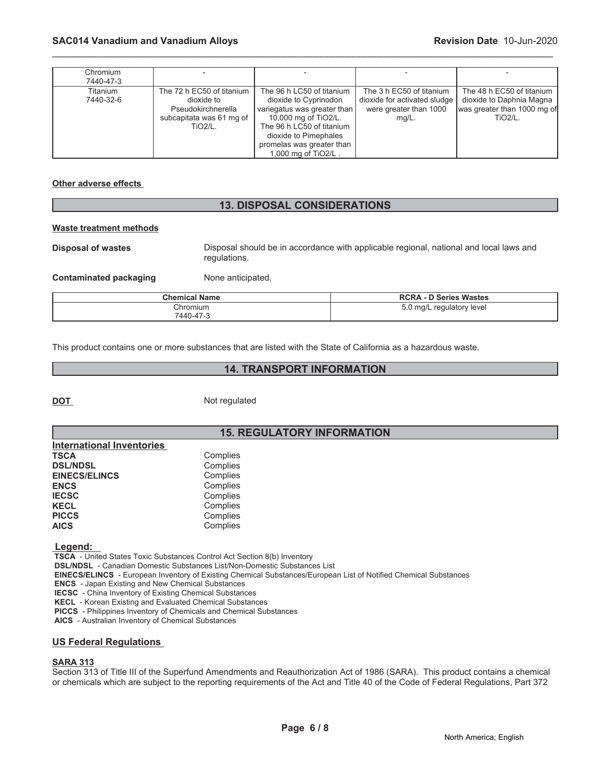| | | | | |
|---|---|---|---|---|
| Chromium 7440-47-3 | - | - | - | - |
| Titanium 7440-32-6 | The 72 h EC50 of titanium dioxide to Pseudokirchnerella subcapitata was 61 mg of TiO2/L. | The 96 h LC50 of titanium dioxide to Cyprinodon variegatus was greater than 10,000 mg of TiO2/L. The 96 h LC50 of titanium dioxide to Pimephales promelas was greater than 1,000 mg of TiO2/L . | The 3 h EC50 of titanium dioxide for activated sludge were greater than 1000 mg/L. | The 48 h EC50 of titanium dioxide to Daphnia Magna was greater than 1000 mg of TiO2/L. |

**Other adverse effects**

## 13. DISPOSAL CONSIDERATIONS

**Waste treatment methods**

**Disposal of wastes** Disposal should be in accordance with applicable regional, national and local laws and regulations.

**Contaminated packaging** None anticipated.

| Chemical Name | RCRA - D Series Wastes |
|---|---|
| Chromium 7440-47-3 | 5.0 mg/L regulatory level |

This product contains one or more substances that are listed with the State of California as a hazardous waste.

## 14. TRANSPORT INFORMATION

**DOT** Not regulated

## 15. REGULATORY INFORMATION

**International Inventories**

| | |
|---|---|
| **TSCA** | Complies |
| **DSL/NDSL** | Complies |
| **EINECS/ELINCS** | Complies |
| **ENCS** | Complies |
| **IECSC** | Complies |
| **KECL** | Complies |
| **PICCS** | Complies |
| **AICS** | Complies |

**Legend:**

**TSCA** - United States Toxic Substances Control Act Section 8(b) Inventory
**DSL/NDSL** - Canadian Domestic Substances List/Non-Domestic Substances List
**EINECS/ELINCS** - European Inventory of Existing Chemical Substances/European List of Notified Chemical Substances
**ENCS** - Japan Existing and New Chemical Substances
**IECSC** - China Inventory of Existing Chemical Substances
**KECL** - Korean Existing and Evaluated Chemical Substances
**PICCS** - Philippines Inventory of Chemicals and Chemical Substances
**AICS** - Australian Inventory of Chemical Substances

### US Federal Regulations

**SARA 313**

Section 313 of Title III of the Superfund Amendments and Reauthorization Act of 1986 (SARA). This product contains a chemical or chemicals which are subject to the reporting requirements of the Act and Title 40 of the Code of Federal Regulations, Part 372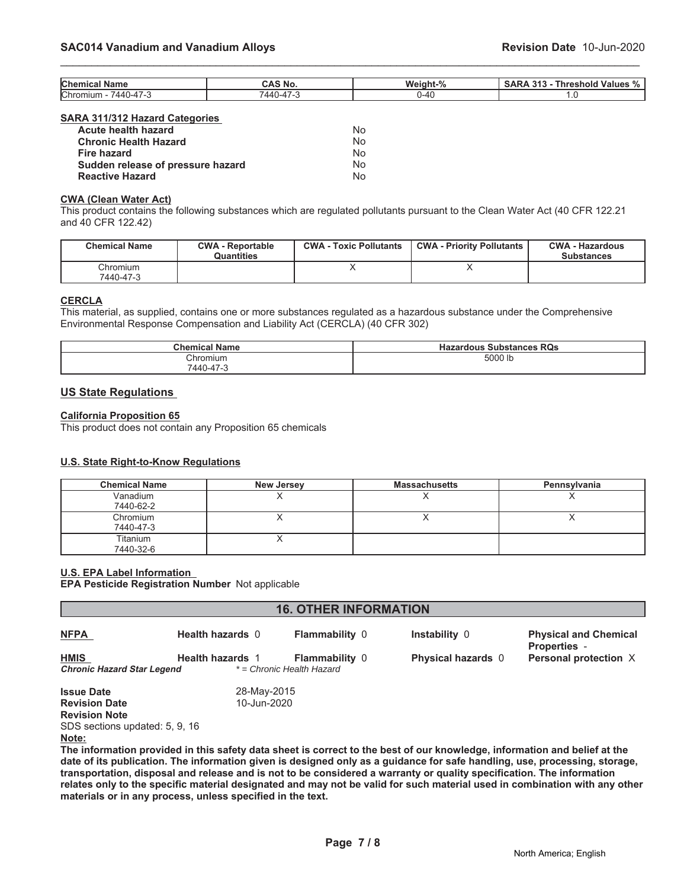| Chemical Name | CAS No. | Weight-% | SARA 313 - Threshold Values % |
|---|---|---|---|
| Chromium - 7440-47-3 | 7440-47-3 | 0-40 | 1.0 |

**SARA 311/312 Hazard Categories**

| | |
|---|---|
| **Acute health hazard** | No |
| **Chronic Health Hazard** | No |
| **Fire hazard** | No |
| **Sudden release of pressure hazard** | No |
| **Reactive Hazard** | No |

**CWA (Clean Water Act)**

This product contains the following substances which are regulated pollutants pursuant to the Clean Water Act (40 CFR 122.21 and 40 CFR 122.42)

| Chemical Name | CWA - Reportable Quantities | CWA - Toxic Pollutants | CWA - Priority Pollutants | CWA - Hazardous Substances |
|---|---|---|---|---|
| Chromium 7440-47-3 | | X | X | |

**CERCLA**

This material, as supplied, contains one or more substances regulated as a hazardous substance under the Comprehensive Environmental Response Compensation and Liability Act (CERCLA) (40 CFR 302)

| Chemical Name | Hazardous Substances RQs |
|---|---|
| Chromium 7440-47-3 | 5000 lb |

## US State Regulations

**California Proposition 65**

This product does not contain any Proposition 65 chemicals

**U.S. State Right-to-Know Regulations**

| Chemical Name | New Jersey | Massachusetts | Pennsylvania |
|---|---|---|---|
| Vanadium 7440-62-2 | X | X | X |
| Chromium 7440-47-3 | X | X | X |
| Titanium 7440-32-6 | X | | |

**U.S. EPA Label Information**

**EPA Pesticide Registration Number** Not applicable

## 16. OTHER INFORMATION

| | | | | |
|---|---|---|---|---|
| **NFPA** | **Health hazards** 0 | **Flammability** 0 | **Instability** 0 | **Physical and Chemical Properties** - |
| **HMIS** | **Health hazards** 1 | **Flammability** 0 | **Physical hazards** 0 | **Personal protection** X |

***Chronic Hazard Star Legend*** * = Chronic Health Hazard

**Issue Date** 28-May-2015
**Revision Date** 10-Jun-2020
**Revision Note**
SDS sections updated: 5, 9, 16

**Note:**

**The information provided in this safety data sheet is correct to the best of our knowledge, information and belief at the date of its publication. The information given is designed only as a guidance for safe handling, use, processing, storage, transportation, disposal and release and is not to be considered a warranty or quality specification. The information relates only to the specific material designated and may not be valid for such material used in combination with any other materials or in any process, unless specified in the text.**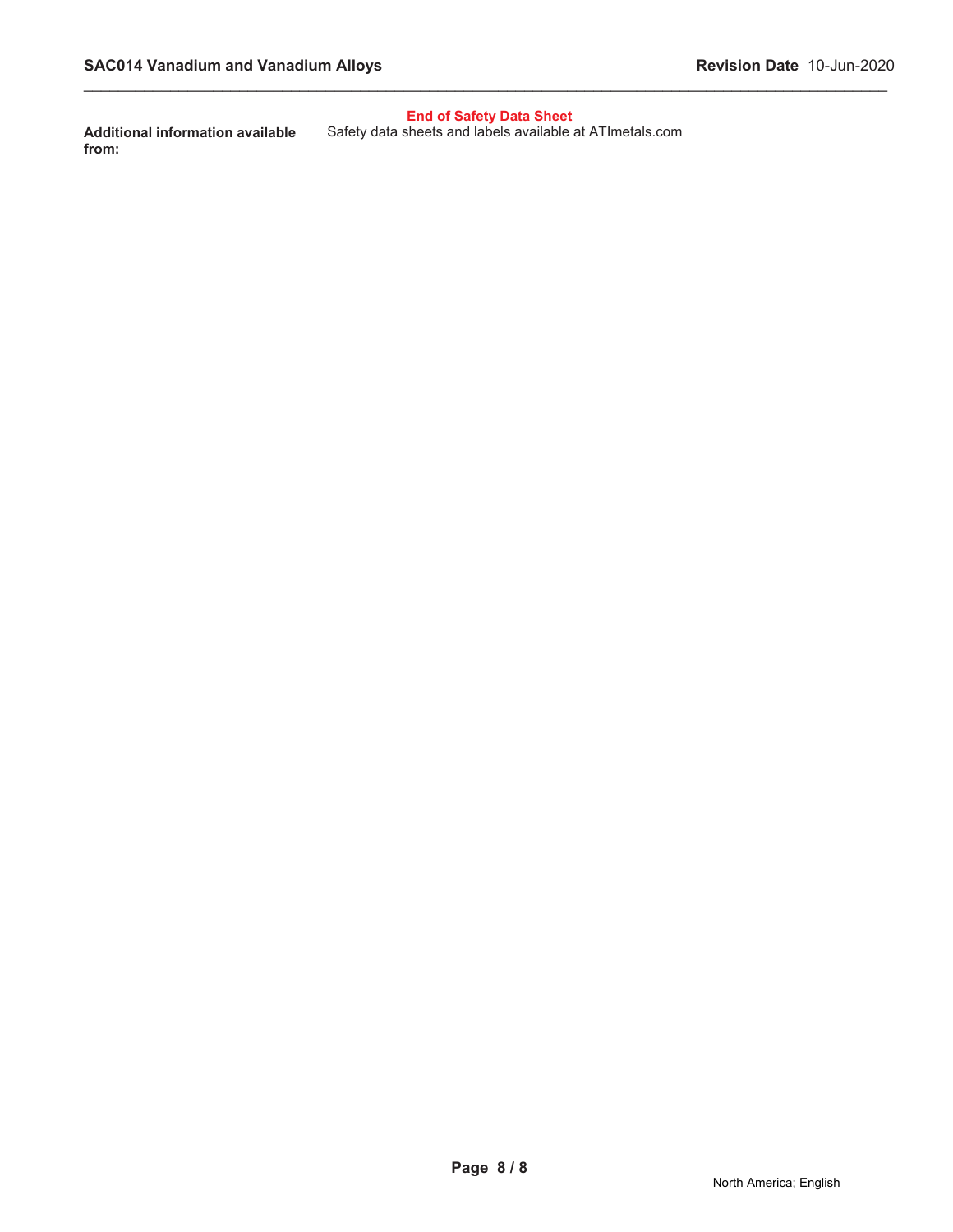**End of Safety Data Sheet**

**Additional information available from:** Safety data sheets and labels available at ATImetals.com

North America; English